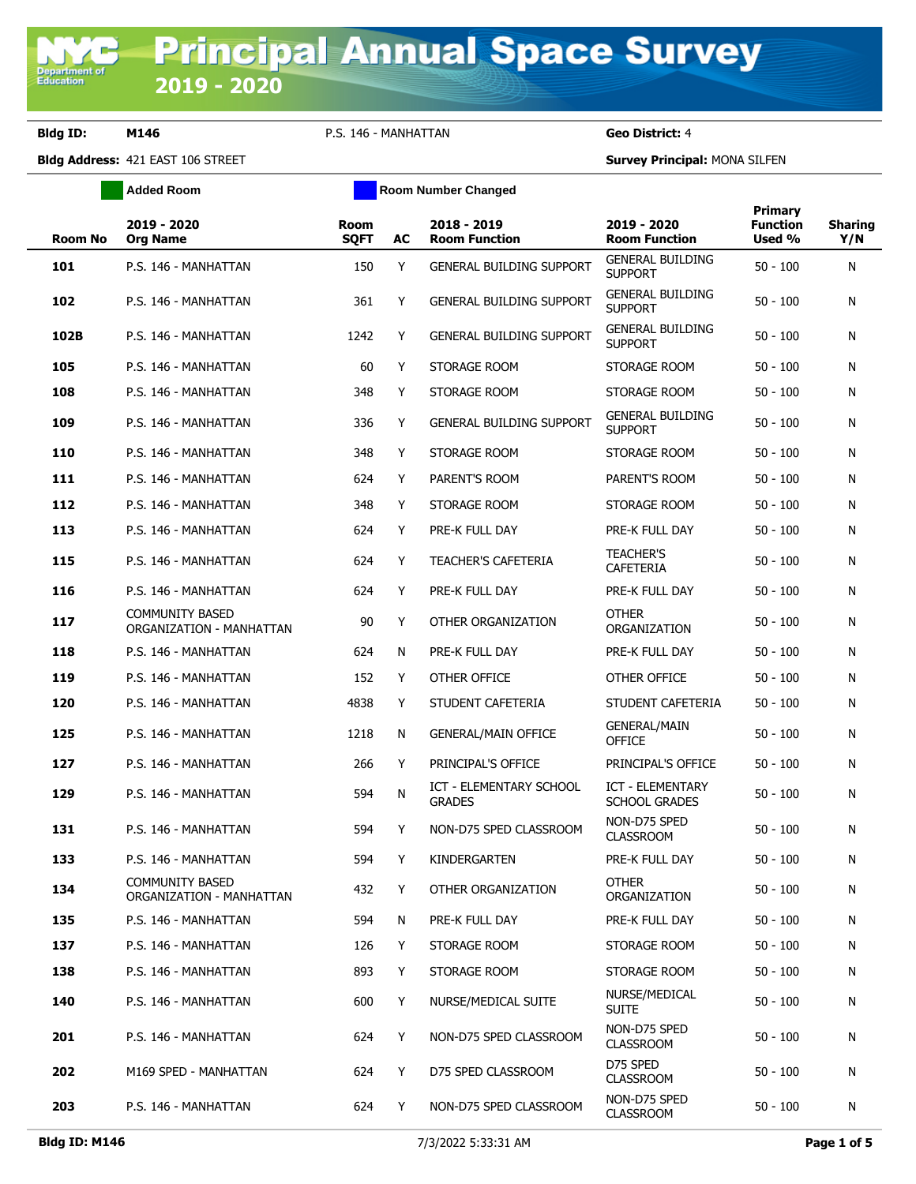# Principal Annual Space Survey 2019 - 2020

**Bldg ID:** M146 P.S. 146 - MANHATTAN **Geo District:** 4

**Bldg Address:** 421 EAST 106 STREET **Survey Principal:** MONA SILFEN

Added Room | Room Number Changed

| Room No | 2019 - 2020 Org Name | Room SQFT | AC | 2018 - 2019 Room Function | 2019 - 2020 Room Function | Primary Function Used % | Sharing Y/N |
|---|---|---|---|---|---|---|---|
| 101 | P.S. 146 - MANHATTAN | 150 | Y | GENERAL BUILDING SUPPORT | GENERAL BUILDING SUPPORT | 50 - 100 | N |
| 102 | P.S. 146 - MANHATTAN | 361 | Y | GENERAL BUILDING SUPPORT | GENERAL BUILDING SUPPORT | 50 - 100 | N |
| 102B | P.S. 146 - MANHATTAN | 1242 | Y | GENERAL BUILDING SUPPORT | GENERAL BUILDING SUPPORT | 50 - 100 | N |
| 105 | P.S. 146 - MANHATTAN | 60 | Y | STORAGE ROOM | STORAGE ROOM | 50 - 100 | N |
| 108 | P.S. 146 - MANHATTAN | 348 | Y | STORAGE ROOM | STORAGE ROOM | 50 - 100 | N |
| 109 | P.S. 146 - MANHATTAN | 336 | Y | GENERAL BUILDING SUPPORT | GENERAL BUILDING SUPPORT | 50 - 100 | N |
| 110 | P.S. 146 - MANHATTAN | 348 | Y | STORAGE ROOM | STORAGE ROOM | 50 - 100 | N |
| 111 | P.S. 146 - MANHATTAN | 624 | Y | PARENT'S ROOM | PARENT'S ROOM | 50 - 100 | N |
| 112 | P.S. 146 - MANHATTAN | 348 | Y | STORAGE ROOM | STORAGE ROOM | 50 - 100 | N |
| 113 | P.S. 146 - MANHATTAN | 624 | Y | PRE-K FULL DAY | PRE-K FULL DAY | 50 - 100 | N |
| 115 | P.S. 146 - MANHATTAN | 624 | Y | TEACHER'S CAFETERIA | TEACHER'S CAFETERIA | 50 - 100 | N |
| 116 | P.S. 146 - MANHATTAN | 624 | Y | PRE-K FULL DAY | PRE-K FULL DAY | 50 - 100 | N |
| 117 | COMMUNITY BASED ORGANIZATION - MANHATTAN | 90 | Y | OTHER ORGANIZATION | OTHER ORGANIZATION | 50 - 100 | N |
| 118 | P.S. 146 - MANHATTAN | 624 | N | PRE-K FULL DAY | PRE-K FULL DAY | 50 - 100 | N |
| 119 | P.S. 146 - MANHATTAN | 152 | Y | OTHER OFFICE | OTHER OFFICE | 50 - 100 | N |
| 120 | P.S. 146 - MANHATTAN | 4838 | Y | STUDENT CAFETERIA | STUDENT CAFETERIA | 50 - 100 | N |
| 125 | P.S. 146 - MANHATTAN | 1218 | N | GENERAL/MAIN OFFICE | GENERAL/MAIN OFFICE | 50 - 100 | N |
| 127 | P.S. 146 - MANHATTAN | 266 | Y | PRINCIPAL'S OFFICE | PRINCIPAL'S OFFICE | 50 - 100 | N |
| 129 | P.S. 146 - MANHATTAN | 594 | N | ICT - ELEMENTARY SCHOOL GRADES | ICT - ELEMENTARY SCHOOL GRADES | 50 - 100 | N |
| 131 | P.S. 146 - MANHATTAN | 594 | Y | NON-D75 SPED CLASSROOM | NON-D75 SPED CLASSROOM | 50 - 100 | N |
| 133 | P.S. 146 - MANHATTAN | 594 | Y | KINDERGARTEN | PRE-K FULL DAY | 50 - 100 | N |
| 134 | COMMUNITY BASED ORGANIZATION - MANHATTAN | 432 | Y | OTHER ORGANIZATION | OTHER ORGANIZATION | 50 - 100 | N |
| 135 | P.S. 146 - MANHATTAN | 594 | N | PRE-K FULL DAY | PRE-K FULL DAY | 50 - 100 | N |
| 137 | P.S. 146 - MANHATTAN | 126 | Y | STORAGE ROOM | STORAGE ROOM | 50 - 100 | N |
| 138 | P.S. 146 - MANHATTAN | 893 | Y | STORAGE ROOM | STORAGE ROOM | 50 - 100 | N |
| 140 | P.S. 146 - MANHATTAN | 600 | Y | NURSE/MEDICAL SUITE | NURSE/MEDICAL SUITE | 50 - 100 | N |
| 201 | P.S. 146 - MANHATTAN | 624 | Y | NON-D75 SPED CLASSROOM | NON-D75 SPED CLASSROOM | 50 - 100 | N |
| 202 | M169 SPED - MANHATTAN | 624 | Y | D75 SPED CLASSROOM | D75 SPED CLASSROOM | 50 - 100 | N |
| 203 | P.S. 146 - MANHATTAN | 624 | Y | NON-D75 SPED CLASSROOM | NON-D75 SPED CLASSROOM | 50 - 100 | N |

Bldg ID: M146 7/3/2022 5:33:31 AM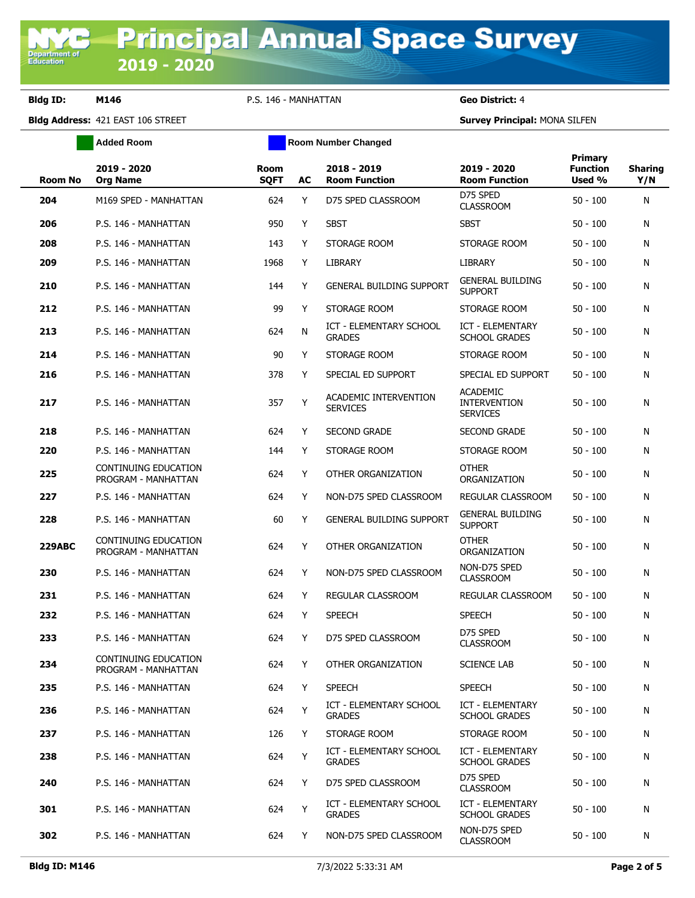# Principal Annual Space Survey 2019 - 2020

**Bldg ID:** M146 P.S. 146 - MANHATTAN **Geo District:** 4

**Bldg Address:** 421 EAST 106 STREET **Survey Principal:** MONA SILFEN

Added Room | Room Number Changed

| Room No | 2019 - 2020 Org Name | Room SQFT | AC | 2018 - 2019 Room Function | 2019 - 2020 Room Function | Primary Function Used % | Sharing Y/N |
|---|---|---|---|---|---|---|---|
| **204** | M169 SPED - MANHATTAN | 624 | Y | D75 SPED CLASSROOM | D75 SPED CLASSROOM | 50 - 100 | N |
| **206** | P.S. 146 - MANHATTAN | 950 | Y | SBST | SBST | 50 - 100 | N |
| **208** | P.S. 146 - MANHATTAN | 143 | Y | STORAGE ROOM | STORAGE ROOM | 50 - 100 | N |
| **209** | P.S. 146 - MANHATTAN | 1968 | Y | LIBRARY | LIBRARY | 50 - 100 | N |
| **210** | P.S. 146 - MANHATTAN | 144 | Y | GENERAL BUILDING SUPPORT | GENERAL BUILDING SUPPORT | 50 - 100 | N |
| **212** | P.S. 146 - MANHATTAN | 99 | Y | STORAGE ROOM | STORAGE ROOM | 50 - 100 | N |
| **213** | P.S. 146 - MANHATTAN | 624 | N | ICT - ELEMENTARY SCHOOL GRADES | ICT - ELEMENTARY SCHOOL GRADES | 50 - 100 | N |
| **214** | P.S. 146 - MANHATTAN | 90 | Y | STORAGE ROOM | STORAGE ROOM | 50 - 100 | N |
| **216** | P.S. 146 - MANHATTAN | 378 | Y | SPECIAL ED SUPPORT | SPECIAL ED SUPPORT | 50 - 100 | N |
| **217** | P.S. 146 - MANHATTAN | 357 | Y | ACADEMIC INTERVENTION SERVICES | ACADEMIC INTERVENTION SERVICES | 50 - 100 | N |
| **218** | P.S. 146 - MANHATTAN | 624 | Y | SECOND GRADE | SECOND GRADE | 50 - 100 | N |
| **220** | P.S. 146 - MANHATTAN | 144 | Y | STORAGE ROOM | STORAGE ROOM | 50 - 100 | N |
| **225** | CONTINUING EDUCATION PROGRAM - MANHATTAN | 624 | Y | OTHER ORGANIZATION | OTHER ORGANIZATION | 50 - 100 | N |
| **227** | P.S. 146 - MANHATTAN | 624 | Y | NON-D75 SPED CLASSROOM | REGULAR CLASSROOM | 50 - 100 | N |
| **228** | P.S. 146 - MANHATTAN | 60 | Y | GENERAL BUILDING SUPPORT | GENERAL BUILDING SUPPORT | 50 - 100 | N |
| **229ABC** | CONTINUING EDUCATION PROGRAM - MANHATTAN | 624 | Y | OTHER ORGANIZATION | OTHER ORGANIZATION | 50 - 100 | N |
| **230** | P.S. 146 - MANHATTAN | 624 | Y | NON-D75 SPED CLASSROOM | NON-D75 SPED CLASSROOM | 50 - 100 | N |
| **231** | P.S. 146 - MANHATTAN | 624 | Y | REGULAR CLASSROOM | REGULAR CLASSROOM | 50 - 100 | N |
| **232** | P.S. 146 - MANHATTAN | 624 | Y | SPEECH | SPEECH | 50 - 100 | N |
| **233** | P.S. 146 - MANHATTAN | 624 | Y | D75 SPED CLASSROOM | D75 SPED CLASSROOM | 50 - 100 | N |
| **234** | CONTINUING EDUCATION PROGRAM - MANHATTAN | 624 | Y | OTHER ORGANIZATION | SCIENCE LAB | 50 - 100 | N |
| **235** | P.S. 146 - MANHATTAN | 624 | Y | SPEECH | SPEECH | 50 - 100 | N |
| **236** | P.S. 146 - MANHATTAN | 624 | Y | ICT - ELEMENTARY SCHOOL GRADES | ICT - ELEMENTARY SCHOOL GRADES | 50 - 100 | N |
| **237** | P.S. 146 - MANHATTAN | 126 | Y | STORAGE ROOM | STORAGE ROOM | 50 - 100 | N |
| **238** | P.S. 146 - MANHATTAN | 624 | Y | ICT - ELEMENTARY SCHOOL GRADES | ICT - ELEMENTARY SCHOOL GRADES | 50 - 100 | N |
| **240** | P.S. 146 - MANHATTAN | 624 | Y | D75 SPED CLASSROOM | D75 SPED CLASSROOM | 50 - 100 | N |
| **301** | P.S. 146 - MANHATTAN | 624 | Y | ICT - ELEMENTARY SCHOOL GRADES | ICT - ELEMENTARY SCHOOL GRADES | 50 - 100 | N |
| **302** | P.S. 146 - MANHATTAN | 624 | Y | NON-D75 SPED CLASSROOM | NON-D75 SPED CLASSROOM | 50 - 100 | N |

**Bldg ID: M146** 7/3/2022 5:33:31 AM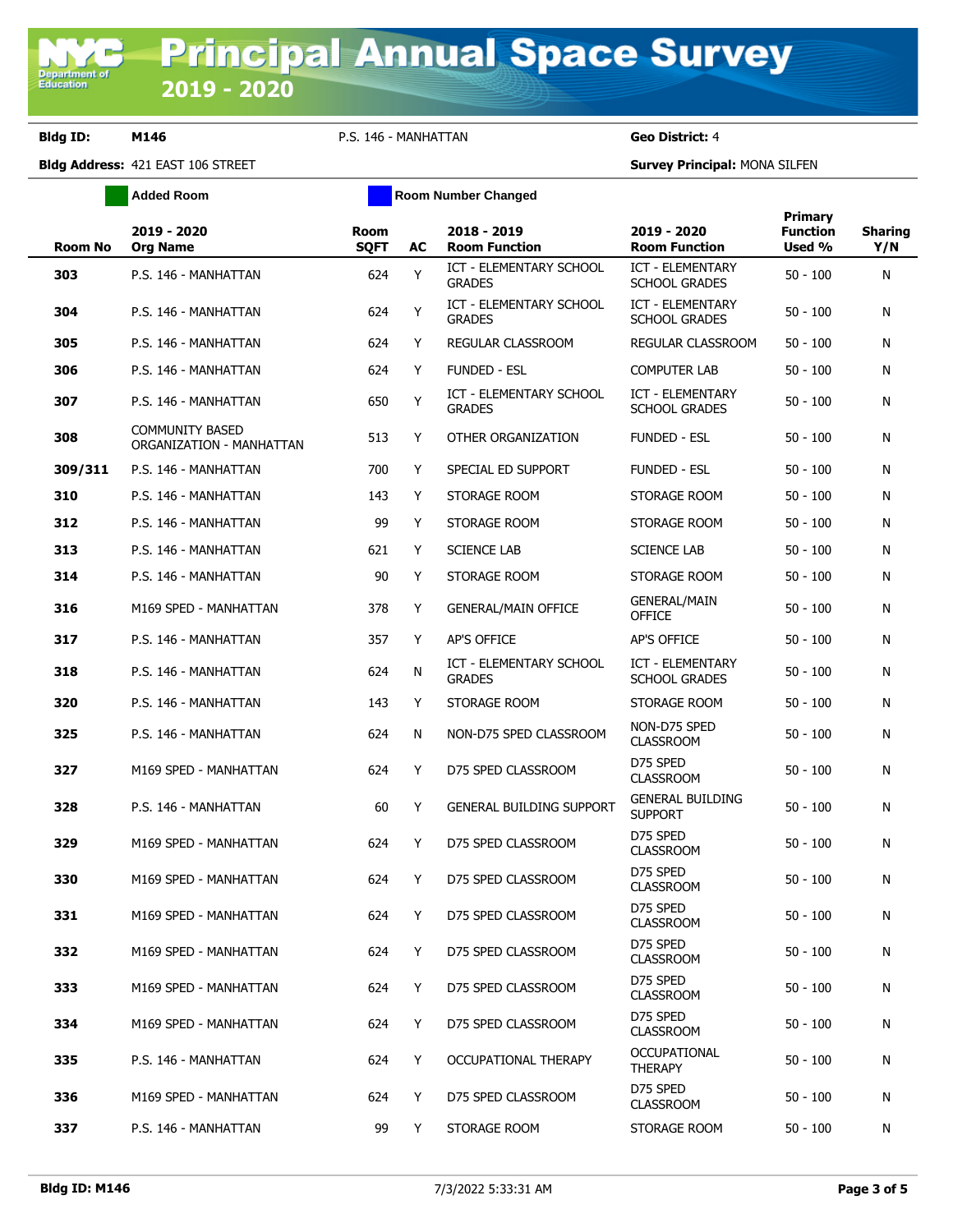# Principal Annual Space Survey 2019 - 2020

**Bldg ID:** M146 P.S. 146 - MANHATTAN **Geo District:** 4

**Bldg Address:** 421 EAST 106 STREET **Survey Principal:** MONA SILFEN

Added Room | Room Number Changed

| Room No | 2019 - 2020 Org Name | Room SQFT | AC | 2018 - 2019 Room Function | 2019 - 2020 Room Function | Primary Function Used % | Sharing Y/N |
|---|---|---|---|---|---|---|---|
| 303 | P.S. 146 - MANHATTAN | 624 | Y | ICT - ELEMENTARY SCHOOL GRADES | ICT - ELEMENTARY SCHOOL GRADES | 50 - 100 | N |
| 304 | P.S. 146 - MANHATTAN | 624 | Y | ICT - ELEMENTARY SCHOOL GRADES | ICT - ELEMENTARY SCHOOL GRADES | 50 - 100 | N |
| 305 | P.S. 146 - MANHATTAN | 624 | Y | REGULAR CLASSROOM | REGULAR CLASSROOM | 50 - 100 | N |
| 306 | P.S. 146 - MANHATTAN | 624 | Y | FUNDED - ESL | COMPUTER LAB | 50 - 100 | N |
| 307 | P.S. 146 - MANHATTAN | 650 | Y | ICT - ELEMENTARY SCHOOL GRADES | ICT - ELEMENTARY SCHOOL GRADES | 50 - 100 | N |
| 308 | COMMUNITY BASED ORGANIZATION - MANHATTAN | 513 | Y | OTHER ORGANIZATION | FUNDED - ESL | 50 - 100 | N |
| 309/311 | P.S. 146 - MANHATTAN | 700 | Y | SPECIAL ED SUPPORT | FUNDED - ESL | 50 - 100 | N |
| 310 | P.S. 146 - MANHATTAN | 143 | Y | STORAGE ROOM | STORAGE ROOM | 50 - 100 | N |
| 312 | P.S. 146 - MANHATTAN | 99 | Y | STORAGE ROOM | STORAGE ROOM | 50 - 100 | N |
| 313 | P.S. 146 - MANHATTAN | 621 | Y | SCIENCE LAB | SCIENCE LAB | 50 - 100 | N |
| 314 | P.S. 146 - MANHATTAN | 90 | Y | STORAGE ROOM | STORAGE ROOM | 50 - 100 | N |
| 316 | M169 SPED - MANHATTAN | 378 | Y | GENERAL/MAIN OFFICE | GENERAL/MAIN OFFICE | 50 - 100 | N |
| 317 | P.S. 146 - MANHATTAN | 357 | Y | AP'S OFFICE | AP'S OFFICE | 50 - 100 | N |
| 318 | P.S. 146 - MANHATTAN | 624 | N | ICT - ELEMENTARY SCHOOL GRADES | ICT - ELEMENTARY SCHOOL GRADES | 50 - 100 | N |
| 320 | P.S. 146 - MANHATTAN | 143 | Y | STORAGE ROOM | STORAGE ROOM | 50 - 100 | N |
| 325 | P.S. 146 - MANHATTAN | 624 | N | NON-D75 SPED CLASSROOM | NON-D75 SPED CLASSROOM | 50 - 100 | N |
| 327 | M169 SPED - MANHATTAN | 624 | Y | D75 SPED CLASSROOM | D75 SPED CLASSROOM | 50 - 100 | N |
| 328 | P.S. 146 - MANHATTAN | 60 | Y | GENERAL BUILDING SUPPORT | GENERAL BUILDING SUPPORT | 50 - 100 | N |
| 329 | M169 SPED - MANHATTAN | 624 | Y | D75 SPED CLASSROOM | D75 SPED CLASSROOM | 50 - 100 | N |
| 330 | M169 SPED - MANHATTAN | 624 | Y | D75 SPED CLASSROOM | D75 SPED CLASSROOM | 50 - 100 | N |
| 331 | M169 SPED - MANHATTAN | 624 | Y | D75 SPED CLASSROOM | D75 SPED CLASSROOM | 50 - 100 | N |
| 332 | M169 SPED - MANHATTAN | 624 | Y | D75 SPED CLASSROOM | D75 SPED CLASSROOM | 50 - 100 | N |
| 333 | M169 SPED - MANHATTAN | 624 | Y | D75 SPED CLASSROOM | D75 SPED CLASSROOM | 50 - 100 | N |
| 334 | M169 SPED - MANHATTAN | 624 | Y | D75 SPED CLASSROOM | D75 SPED CLASSROOM | 50 - 100 | N |
| 335 | P.S. 146 - MANHATTAN | 624 | Y | OCCUPATIONAL THERAPY | OCCUPATIONAL THERAPY | 50 - 100 | N |
| 336 | M169 SPED - MANHATTAN | 624 | Y | D75 SPED CLASSROOM | D75 SPED CLASSROOM | 50 - 100 | N |
| 337 | P.S. 146 - MANHATTAN | 99 | Y | STORAGE ROOM | STORAGE ROOM | 50 - 100 | N |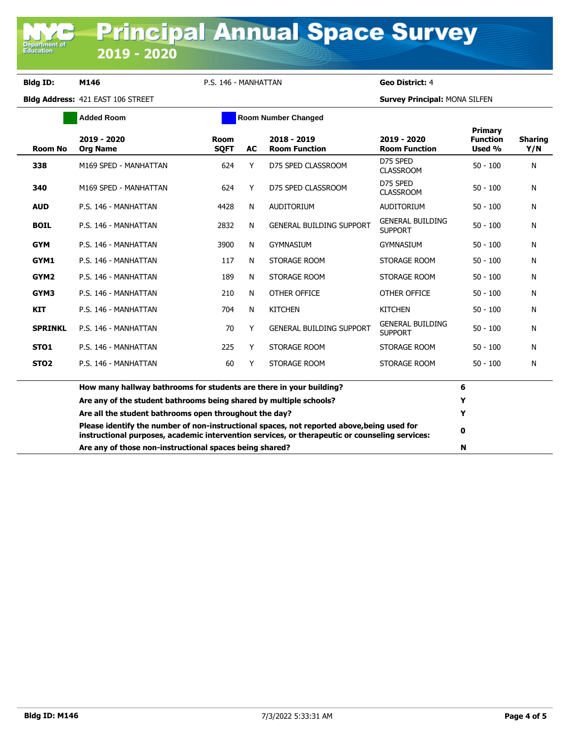# Principal Annual Space Survey 2019 - 2020

**Bldg ID:** M146 &nbsp;&nbsp; P.S. 146 - MANHATTAN &nbsp;&nbsp; **Geo District:** 4

**Bldg Address:** 421 EAST 106 STREET &nbsp;&nbsp; **Survey Principal:** MONA SILFEN

Added Room &nbsp;&nbsp; Room Number Changed

| Room No | 2019 - 2020 Org Name | Room SQFT | AC | 2018 - 2019 Room Function | 2019 - 2020 Room Function | Primary Function Used % | Sharing Y/N |
|---|---|---|---|---|---|---|---|
| **338** | M169 SPED - MANHATTAN | 624 | Y | D75 SPED CLASSROOM | D75 SPED CLASSROOM | 50 - 100 | N |
| **340** | M169 SPED - MANHATTAN | 624 | Y | D75 SPED CLASSROOM | D75 SPED CLASSROOM | 50 - 100 | N |
| **AUD** | P.S. 146 - MANHATTAN | 4428 | N | AUDITORIUM | AUDITORIUM | 50 - 100 | N |
| **BOIL** | P.S. 146 - MANHATTAN | 2832 | N | GENERAL BUILDING SUPPORT | GENERAL BUILDING SUPPORT | 50 - 100 | N |
| **GYM** | P.S. 146 - MANHATTAN | 3900 | N | GYMNASIUM | GYMNASIUM | 50 - 100 | N |
| **GYM1** | P.S. 146 - MANHATTAN | 117 | N | STORAGE ROOM | STORAGE ROOM | 50 - 100 | N |
| **GYM2** | P.S. 146 - MANHATTAN | 189 | N | STORAGE ROOM | STORAGE ROOM | 50 - 100 | N |
| **GYM3** | P.S. 146 - MANHATTAN | 210 | N | OTHER OFFICE | OTHER OFFICE | 50 - 100 | N |
| **KIT** | P.S. 146 - MANHATTAN | 704 | N | KITCHEN | KITCHEN | 50 - 100 | N |
| **SPRINKL** | P.S. 146 - MANHATTAN | 70 | Y | GENERAL BUILDING SUPPORT | GENERAL BUILDING SUPPORT | 50 - 100 | N |
| **STO1** | P.S. 146 - MANHATTAN | 225 | Y | STORAGE ROOM | STORAGE ROOM | 50 - 100 | N |
| **STO2** | P.S. 146 - MANHATTAN | 60 | Y | STORAGE ROOM | STORAGE ROOM | 50 - 100 | N |

| Question | Answer |
|---|---|
| **How many hallway bathrooms for students are there in your building?** | **6** |
| **Are any of the student bathrooms being shared by multiple schools?** | **Y** |
| **Are all the student bathrooms open throughout the day?** | **Y** |
| **Please identify the number of non-instructional spaces, not reported above,being used for instructional purposes, academic intervention services, or therapeutic or counseling services:** | **0** |
| **Are any of those non-instructional spaces being shared?** | **N** |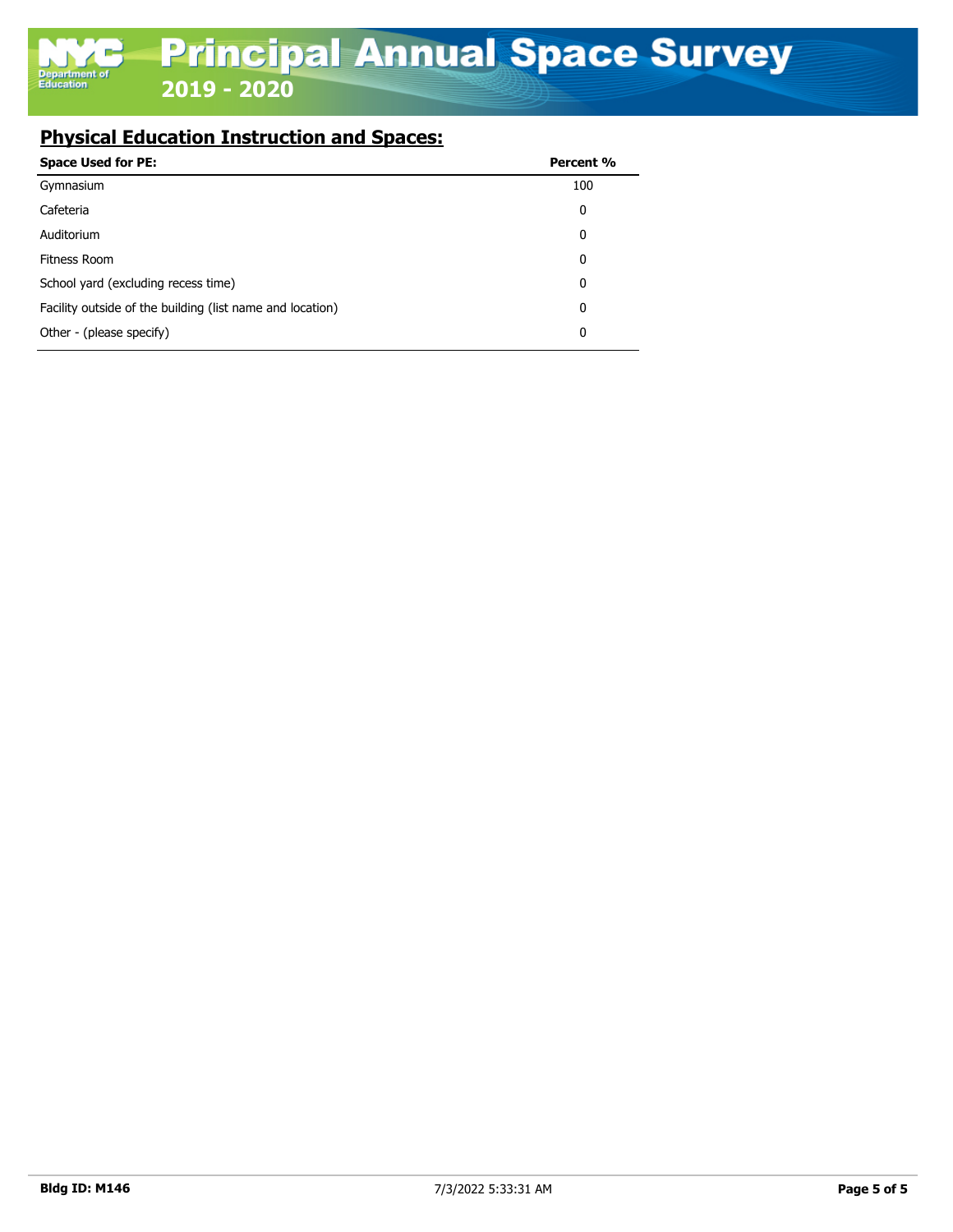# Principal Annual Space Survey

## 2019 - 2020

## Physical Education Instruction and Spaces:

| Space Used for PE: | Percent % |
|---|---|
| Gymnasium | 100 |
| Cafeteria | 0 |
| Auditorium | 0 |
| Fitness Room | 0 |
| School yard (excluding recess time) | 0 |
| Facility outside of the building (list name and location) | 0 |
| Other - (please specify) | 0 |

**Bldg ID: M146** 7/3/2022 5:33:31 AM